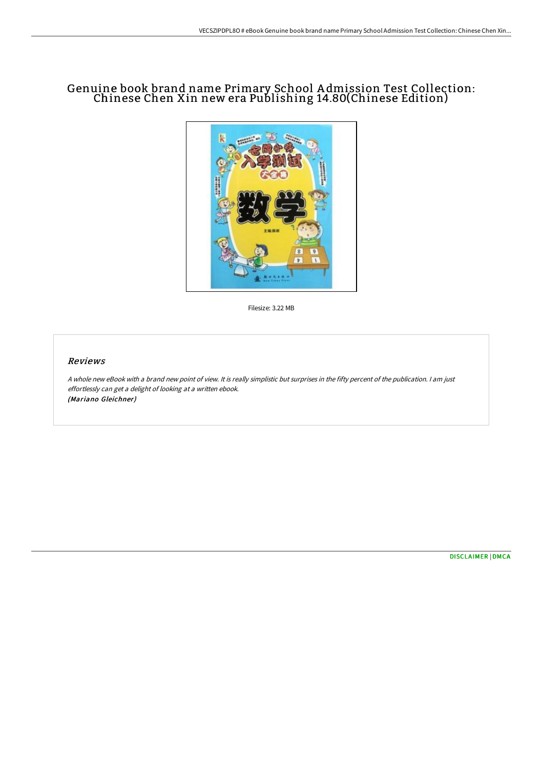# Genuine book brand name Primary School Admission Test Collection: Chinese Chen Xin new era Publishing 14.80(Chinese Edition)

Filesize: 3.22 MB

## Reviews

*A whole new eBook with a brand new point of view. It is really simplistic but surprises in the fifty percent of the publication. I am just effortlessly can get a delight of looking at a written ebook.*
*(Mariano Gleichner)*

DISCLAIMER | DMCA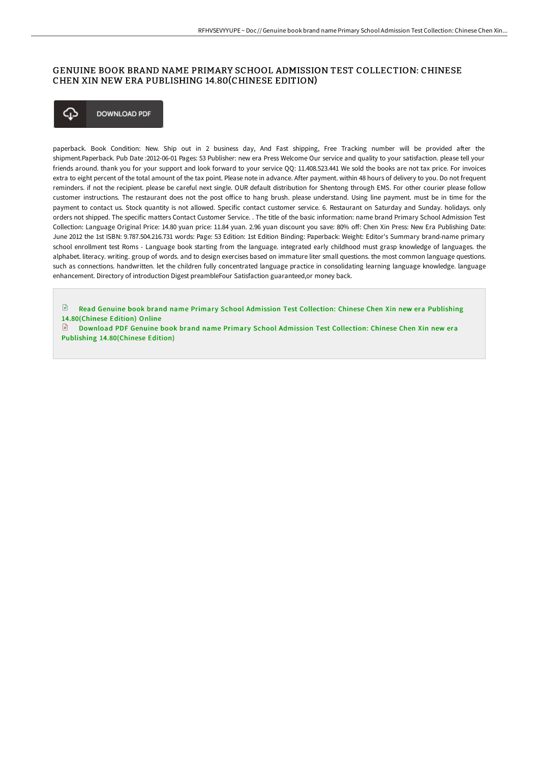# GENUINE BOOK BRAND NAME PRIMARY SCHOOL ADMISSION TEST COLLECTION: CHINESE CHEN XIN NEW ERA PUBLISHING 14.80(CHINESE EDITION)

DOWNLOAD PDF

paperback. Book Condition: New. Ship out in 2 business day, And Fast shipping, Free Tracking number will be provided after the shipment.Paperback. Pub Date :2012-06-01 Pages: 53 Publisher: new era Press Welcome Our service and quality to your satisfaction. please tell your friends around. thank you for your support and look forward to your service QQ: 11.408.523.441 We sold the books are not tax price. For invoices extra to eight percent of the total amount of the tax point. Please note in advance. After payment. within 48 hours of delivery to you. Do not frequent reminders. if not the recipient. please be careful next single. OUR default distribution for Shentong through EMS. For other courier please follow customer instructions. The restaurant does not the post office to hang brush. please understand. Using line payment. must be in time for the payment to contact us. Stock quantity is not allowed. Specific contact customer service. 6. Restaurant on Saturday and Sunday. holidays. only orders not shipped. The specific matters Contact Customer Service. . The title of the basic information: name brand Primary School Admission Test Collection: Language Original Price: 14.80 yuan price: 11.84 yuan. 2.96 yuan discount you save: 80% off: Chen Xin Press: New Era Publishing Date: June 2012 the 1st ISBN: 9.787.504.216.731 words: Page: 53 Edition: 1st Edition Binding: Paperback: Weight: Editor's Summary brand-name primary school enrollment test Roms - Language book starting from the language. integrated early childhood must grasp knowledge of languages. the alphabet. literacy. writing. group of words. and to design exercises based on immature liter small questions. the most common language questions. such as connections. handwritten. let the children fully concentrated language practice in consolidating learning language knowledge. language enhancement. Directory of introduction Digest preambleFour Satisfaction guaranteed,or money back.

Read Genuine book brand name Primary School Admission Test Collection: Chinese Chen Xin new era Publishing 14.80(Chinese Edition) Online

Download PDF Genuine book brand name Primary School Admission Test Collection: Chinese Chen Xin new era Publishing 14.80(Chinese Edition)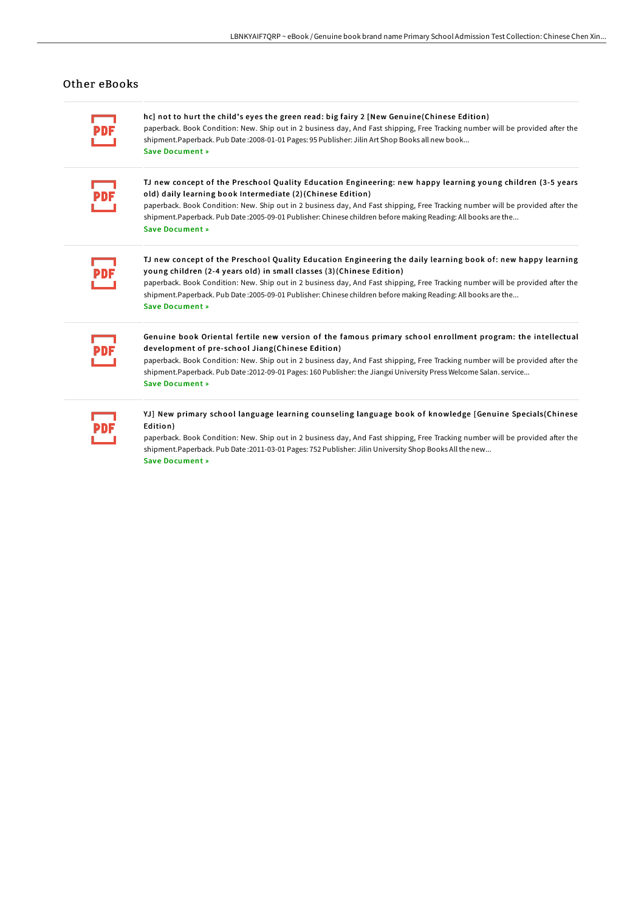## Other eBooks

**hc] not to hurt the child's eyes the green read: big fairy 2 [New Genuine(Chinese Edition)**

paperback. Book Condition: New. Ship out in 2 business day, And Fast shipping, Free Tracking number will be provided after the shipment.Paperback. Pub Date :2008-01-01 Pages: 95 Publisher: Jilin Art Shop Books all new book...

Save Document »

**TJ new concept of the Preschool Quality Education Engineering: new happy learning young children (3-5 years old) daily learning book Intermediate (2)(Chinese Edition)**

paperback. Book Condition: New. Ship out in 2 business day, And Fast shipping, Free Tracking number will be provided after the shipment.Paperback. Pub Date :2005-09-01 Publisher: Chinese children before making Reading: All books are the...

Save Document »

**TJ new concept of the Preschool Quality Education Engineering the daily learning book of: new happy learning young children (2-4 years old) in small classes (3)(Chinese Edition)**

paperback. Book Condition: New. Ship out in 2 business day, And Fast shipping, Free Tracking number will be provided after the shipment.Paperback. Pub Date :2005-09-01 Publisher: Chinese children before making Reading: All books are the...

Save Document »

**Genuine book Oriental fertile new version of the famous primary school enrollment program: the intellectual development of pre-school Jiang(Chinese Edition)**

paperback. Book Condition: New. Ship out in 2 business day, And Fast shipping, Free Tracking number will be provided after the shipment.Paperback. Pub Date :2012-09-01 Pages: 160 Publisher: the Jiangxi University Press Welcome Salan. service...

Save Document »

**YJ] New primary school language learning counseling language book of knowledge [Genuine Specials(Chinese Edition)**

paperback. Book Condition: New. Ship out in 2 business day, And Fast shipping, Free Tracking number will be provided after the shipment.Paperback. Pub Date :2011-03-01 Pages: 752 Publisher: Jilin University Shop Books All the new...

Save Document »